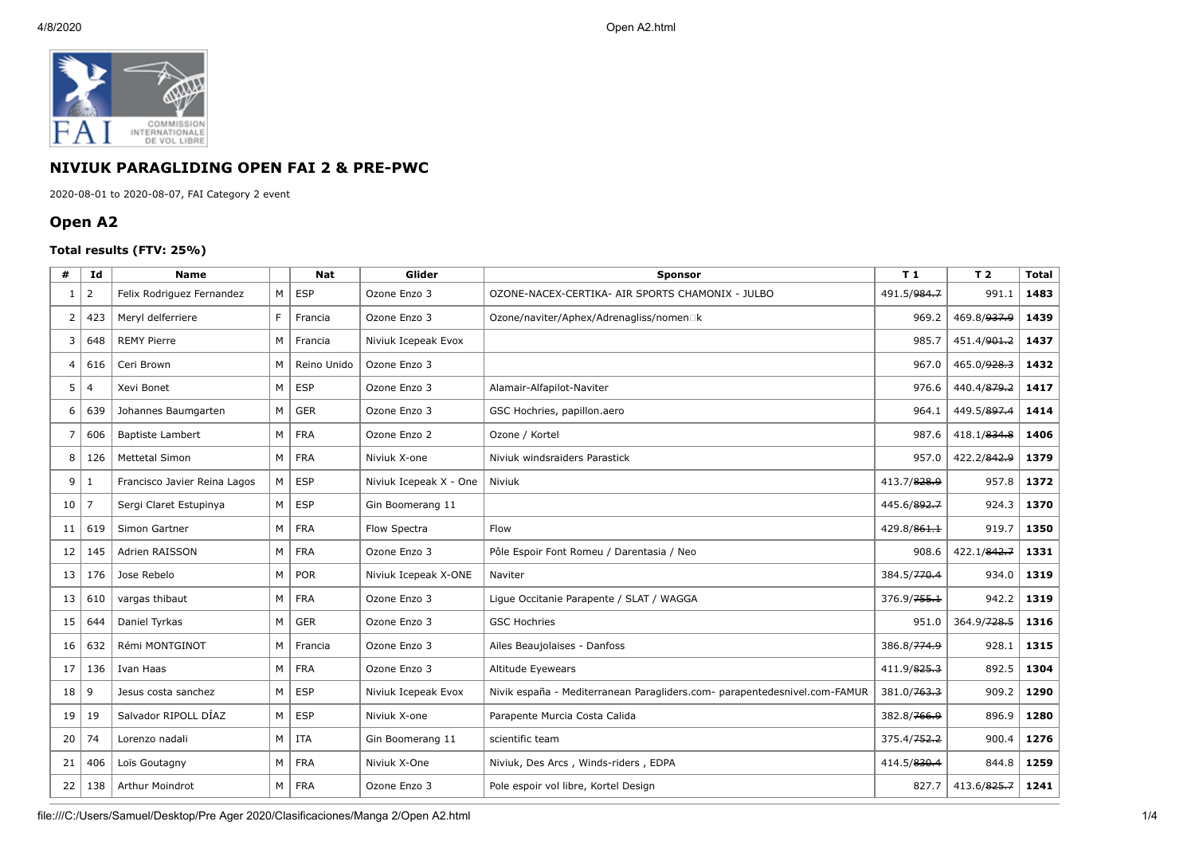## NIVIUK PARAGLIDING OPEN FAI 2 & PRE-PWC

2020-08-01 to 2020-08-07, FAI Category 2 event

## Open A2

### Total results (FTV: 25%)

| # | Id | Name | | Nat | Glider | Sponsor | T 1 | T 2 | Total |
|---|---|---|---|---|---|---|---|---|---|
| 1 | 2 | Felix Rodriguez Fernandez | M | ESP | Ozone Enzo 3 | OZONE-NACEX-CERTIKA- AIR SPORTS CHAMONIX - JULBO | 491.5/~~984.7~~ | 991.1 | **1483** |
| 2 | 423 | Meryl delferriere | F | Francia | Ozone Enzo 3 | Ozone/naviter/Aphex/Adrenagliss/nomen□k | 969.2 | 469.8/~~937.9~~ | **1439** |
| 3 | 648 | REMY Pierre | M | Francia | Niviuk Icepeak Evox | | 985.7 | 451.4/~~901.2~~ | **1437** |
| 4 | 616 | Ceri Brown | M | Reino Unido | Ozone Enzo 3 | | 967.0 | 465.0/~~928.3~~ | **1432** |
| 5 | 4 | Xevi Bonet | M | ESP | Ozone Enzo 3 | Alamair-Alfapilot-Naviter | 976.6 | 440.4/~~879.2~~ | **1417** |
| 6 | 639 | Johannes Baumgarten | M | GER | Ozone Enzo 3 | GSC Hochries, papillon.aero | 964.1 | 449.5/~~897.4~~ | **1414** |
| 7 | 606 | Baptiste Lambert | M | FRA | Ozone Enzo 2 | Ozone / Kortel | 987.6 | 418.1/~~834.8~~ | **1406** |
| 8 | 126 | Mettetal Simon | M | FRA | Niviuk X-one | Niviuk windsraiders Parastick | 957.0 | 422.2/~~842.9~~ | **1379** |
| 9 | 1 | Francisco Javier Reina Lagos | M | ESP | Niviuk Icepeak X - One | Niviuk | 413.7/~~828.9~~ | 957.8 | **1372** |
| 10 | 7 | Sergi Claret Estupinya | M | ESP | Gin Boomerang 11 | | 445.6/~~892.7~~ | 924.3 | **1370** |
| 11 | 619 | Simon Gartner | M | FRA | Flow Spectra | Flow | 429.8/~~861.1~~ | 919.7 | **1350** |
| 12 | 145 | Adrien RAISSON | M | FRA | Ozone Enzo 3 | Pôle Espoir Font Romeu / Darentasia / Neo | 908.6 | 422.1/~~842.7~~ | **1331** |
| 13 | 176 | Jose Rebelo | M | POR | Niviuk Icepeak X-ONE | Naviter | 384.5/~~770.4~~ | 934.0 | **1319** |
| 13 | 610 | vargas thibaut | M | FRA | Ozone Enzo 3 | Ligue Occitanie Parapente / SLAT / WAGGA | 376.9/~~755.1~~ | 942.2 | **1319** |
| 15 | 644 | Daniel Tyrkas | M | GER | Ozone Enzo 3 | GSC Hochries | 951.0 | 364.9/~~728.5~~ | **1316** |
| 16 | 632 | Rémi MONTGINOT | M | Francia | Ozone Enzo 3 | Ailes Beaujolaises - Danfoss | 386.8/~~774.9~~ | 928.1 | **1315** |
| 17 | 136 | Ivan Haas | M | FRA | Ozone Enzo 3 | Altitude Eyewears | 411.9/~~825.3~~ | 892.5 | **1304** |
| 18 | 9 | Jesus costa sanchez | M | ESP | Niviuk Icepeak Evox | Nivik españa - Mediterranean Paragliders.com- parapentedesnivel.com-FAMUR | 381.0/~~763.3~~ | 909.2 | **1290** |
| 19 | 19 | Salvador RIPOLL DÍAZ | M | ESP | Niviuk X-one | Parapente Murcia Costa Calida | 382.8/~~766.9~~ | 896.9 | **1280** |
| 20 | 74 | Lorenzo nadali | M | ITA | Gin Boomerang 11 | scientific team | 375.4/~~752.2~~ | 900.4 | **1276** |
| 21 | 406 | Loïs Goutagny | M | FRA | Niviuk X-One | Niviuk, Des Arcs , Winds-riders , EDPA | 414.5/~~830.4~~ | 844.8 | **1259** |
| 22 | 138 | Arthur Moindrot | M | FRA | Ozone Enzo 3 | Pole espoir vol libre, Kortel Design | 827.7 | 413.6/~~825.7~~ | **1241** |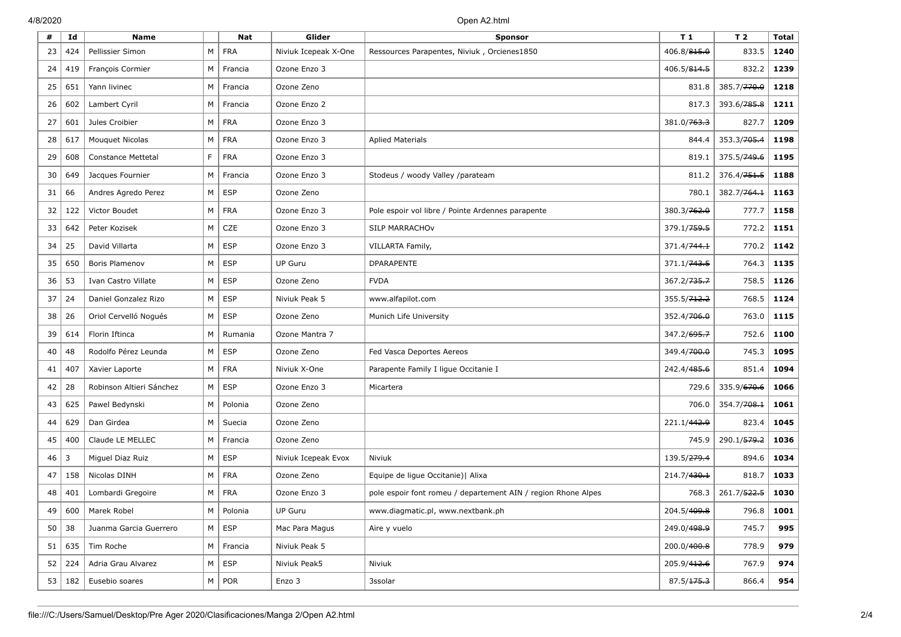| # | Id | Name | | Nat | Glider | Sponsor | T 1 | T 2 | Total |
|---|---|---|---|---|---|---|---|---|---|
| 23 | 424 | Pellissier Simon | M | FRA | Niviuk Icepeak X-One | Ressources Parapentes, Niviuk , Orcienes1850 | 406.8/~~815.0~~ | 833.5 | **1240** |
| 24 | 419 | François Cormier | M | Francia | Ozone Enzo 3 | | 406.5/~~814.5~~ | 832.2 | **1239** |
| 25 | 651 | Yann Iivinec | M | Francia | Ozone Zeno | | 831.8 | 385.7/~~770.0~~ | **1218** |
| 26 | 602 | Lambert Cyril | M | Francia | Ozone Enzo 2 | | 817.3 | 393.6/~~785.8~~ | **1211** |
| 27 | 601 | Jules Croibier | M | FRA | Ozone Enzo 3 | | 381.0/~~763.3~~ | 827.7 | **1209** |
| 28 | 617 | Mouquet Nicolas | M | FRA | Ozone Enzo 3 | Aplied Materials | 844.4 | 353.3/~~705.4~~ | **1198** |
| 29 | 608 | Constance Mettetal | F | FRA | Ozone Enzo 3 | | 819.1 | 375.5/~~749.6~~ | **1195** |
| 30 | 649 | Jacques Fournier | M | Francia | Ozone Enzo 3 | Stodeus / woody Valley /parateam | 811.2 | 376.4/~~751.5~~ | **1188** |
| 31 | 66 | Andres Agredo Perez | M | ESP | Ozone Zeno | | 780.1 | 382.7/~~764.1~~ | **1163** |
| 32 | 122 | Victor Boudet | M | FRA | Ozone Enzo 3 | Pole espoir vol libre / Pointe Ardennes parapente | 380.3/~~762.0~~ | 777.7 | **1158** |
| 33 | 642 | Peter Kozisek | M | CZE | Ozone Enzo 3 | SILP MARRACHOv | 379.1/~~759.5~~ | 772.2 | **1151** |
| 34 | 25 | David Villarta | M | ESP | Ozone Enzo 3 | VILLARTA Family, | 371.4/~~744.1~~ | 770.2 | **1142** |
| 35 | 650 | Boris Plamenov | M | ESP | UP Guru | DPARAPENTE | 371.1/~~743.5~~ | 764.3 | **1135** |
| 36 | 53 | Ivan Castro Villate | M | ESP | Ozone Zeno | FVDA | 367.2/~~735.7~~ | 758.5 | **1126** |
| 37 | 24 | Daniel Gonzalez Rizo | M | ESP | Niviuk Peak 5 | www.alfapilot.com | 355.5/~~712.2~~ | 768.5 | **1124** |
| 38 | 26 | Oriol Cervelló Nogués | M | ESP | Ozone Zeno | Munich Life University | 352.4/~~706.0~~ | 763.0 | **1115** |
| 39 | 614 | Florin Iftinca | M | Rumania | Ozone Mantra 7 | | 347.2/~~695.7~~ | 752.6 | **1100** |
| 40 | 48 | Rodolfo Pérez Leunda | M | ESP | Ozone Zeno | Fed Vasca Deportes Aereos | 349.4/~~700.0~~ | 745.3 | **1095** |
| 41 | 407 | Xavier Laporte | M | FRA | Niviuk X-One | Parapente Family I ligue Occitanie I | 242.4/~~485.6~~ | 851.4 | **1094** |
| 42 | 28 | Robinson Altieri Sánchez | M | ESP | Ozone Enzo 3 | Micartera | 729.6 | 335.9/~~670.6~~ | **1066** |
| 43 | 625 | Pawel Bedynski | M | Polonia | Ozone Zeno | | 706.0 | 354.7/~~708.1~~ | **1061** |
| 44 | 629 | Dan Girdea | M | Suecia | Ozone Zeno | | 221.1/~~442.9~~ | 823.4 | **1045** |
| 45 | 400 | Claude LE MELLEC | M | Francia | Ozone Zeno | | 745.9 | 290.1/~~579.2~~ | **1036** |
| 46 | 3 | Miguel Diaz Ruiz | M | ESP | Niviuk Icepeak Evox | Niviuk | 139.5/~~279.4~~ | 894.6 | **1034** |
| 47 | 158 | Nicolas DINH | M | FRA | Ozone Zeno | Equipe de ligue Occitanie)\| Alixa | 214.7/~~430.1~~ | 818.7 | **1033** |
| 48 | 401 | Lombardi Gregoire | M | FRA | Ozone Enzo 3 | pole espoir font romeu / departement AIN / region Rhone Alpes | 768.3 | 261.7/~~522.5~~ | **1030** |
| 49 | 600 | Marek Robel | M | Polonia | UP Guru | www.diagmatic.pl, www.nextbank.ph | 204.5/~~409.8~~ | 796.8 | **1001** |
| 50 | 38 | Juanma Garcia Guerrero | M | ESP | Mac Para Magus | Aire y vuelo | 249.0/~~498.9~~ | 745.7 | **995** |
| 51 | 635 | Tim Roche | M | Francia | Niviuk Peak 5 | | 200.0/~~400.8~~ | 778.9 | **979** |
| 52 | 224 | Adria Grau Alvarez | M | ESP | Niviuk Peak5 | Niviuk | 205.9/~~412.6~~ | 767.9 | **974** |
| 53 | 182 | Eusebio soares | M | POR | Enzo 3 | 3ssolar | 87.5/~~175.3~~ | 866.4 | **954** |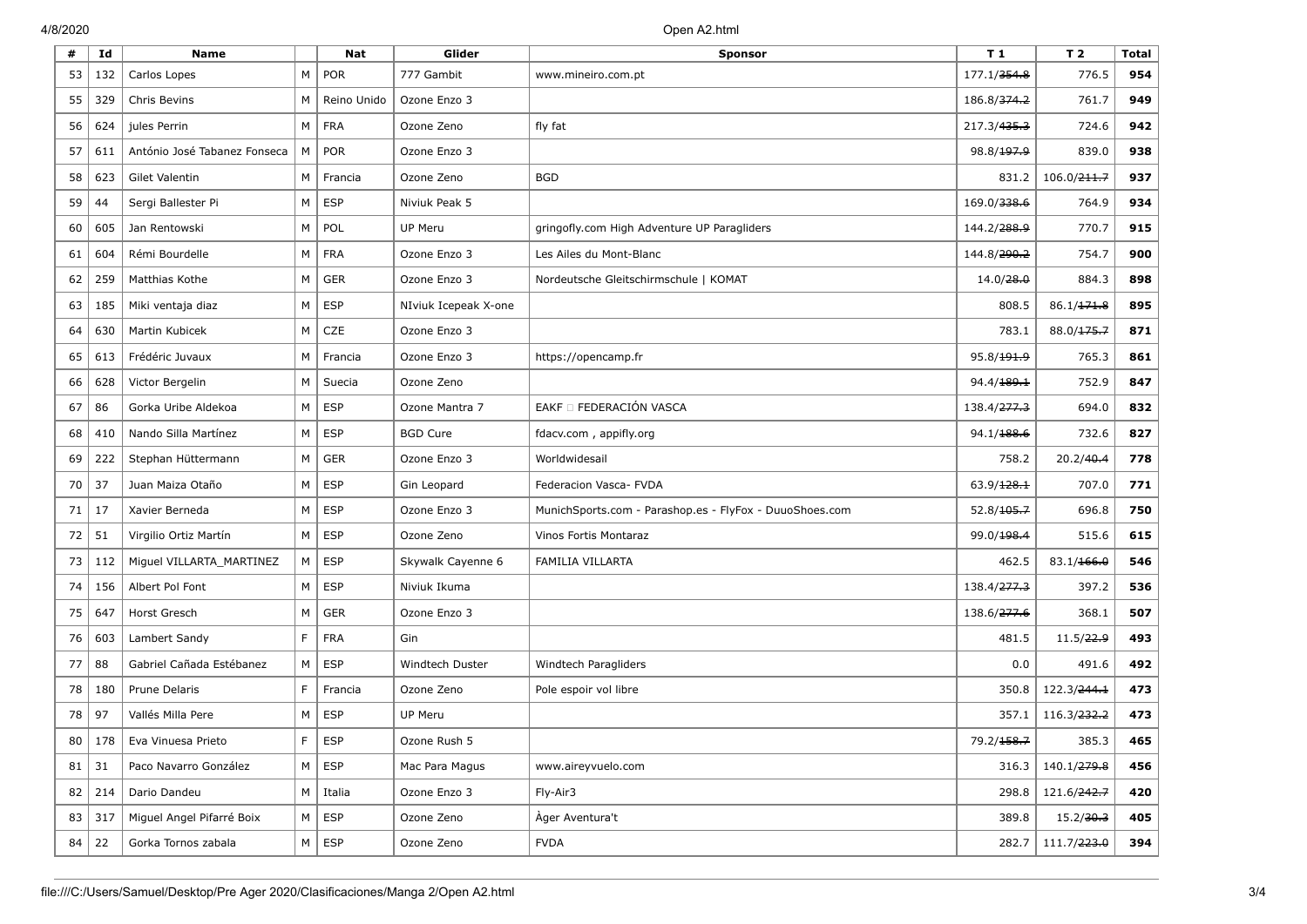| # | Id | Name | | Nat | Glider | Sponsor | T 1 | T 2 | Total |
|---|---|---|---|---|---|---|---|---|---|
| 53 | 132 | Carlos Lopes | M | POR | 777 Gambit | www.mineiro.com.pt | 177.1/~~354.8~~ | 776.5 | **954** |
| 55 | 329 | Chris Bevins | M | Reino Unido | Ozone Enzo 3 | | 186.8/~~374.2~~ | 761.7 | **949** |
| 56 | 624 | jules Perrin | M | FRA | Ozone Zeno | fly fat | 217.3/~~435.3~~ | 724.6 | **942** |
| 57 | 611 | António José Tabanez Fonseca | M | POR | Ozone Enzo 3 | | 98.8/~~197.9~~ | 839.0 | **938** |
| 58 | 623 | Gilet Valentin | M | Francia | Ozone Zeno | BGD | 831.2 | 106.0/~~211.7~~ | **937** |
| 59 | 44 | Sergi Ballester Pi | M | ESP | Niviuk Peak 5 | | 169.0/~~338.6~~ | 764.9 | **934** |
| 60 | 605 | Jan Rentowski | M | POL | UP Meru | gringofly.com High Adventure UP Paragliders | 144.2/~~288.9~~ | 770.7 | **915** |
| 61 | 604 | Rémi Bourdelle | M | FRA | Ozone Enzo 3 | Les Ailes du Mont-Blanc | 144.8/~~290.2~~ | 754.7 | **900** |
| 62 | 259 | Matthias Kothe | M | GER | Ozone Enzo 3 | Nordeutsche Gleitschirmschule \| KOMAT | 14.0/~~28.0~~ | 884.3 | **898** |
| 63 | 185 | Miki ventaja diaz | M | ESP | NIviuk Icepeak X-one | | 808.5 | 86.1/~~171.8~~ | **895** |
| 64 | 630 | Martin Kubicek | M | CZE | Ozone Enzo 3 | | 783.1 | 88.0/~~175.7~~ | **871** |
| 65 | 613 | Frédéric Juvaux | M | Francia | Ozone Enzo 3 | https://opencamp.fr | 95.8/~~191.9~~ | 765.3 | **861** |
| 66 | 628 | Victor Bergelin | M | Suecia | Ozone Zeno | | 94.4/~~189.1~~ | 752.9 | **847** |
| 67 | 86 | Gorka Uribe Aldekoa | M | ESP | Ozone Mantra 7 | EAKF □ FEDERACIÓN VASCA | 138.4/~~277.3~~ | 694.0 | **832** |
| 68 | 410 | Nando Silla Martínez | M | ESP | BGD Cure | fdacv.com , appifly.org | 94.1/~~188.6~~ | 732.6 | **827** |
| 69 | 222 | Stephan Hüttermann | M | GER | Ozone Enzo 3 | Worldwidesail | 758.2 | 20.2/~~40.4~~ | **778** |
| 70 | 37 | Juan Maiza Otaño | M | ESP | Gin Leopard | Federacion Vasca- FVDA | 63.9/~~128.1~~ | 707.0 | **771** |
| 71 | 17 | Xavier Berneda | M | ESP | Ozone Enzo 3 | MunichSports.com - Parashop.es - FlyFox - DuuoShoes.com | 52.8/~~105.7~~ | 696.8 | **750** |
| 72 | 51 | Virgilio Ortiz Martín | M | ESP | Ozone Zeno | Vinos Fortis Montaraz | 99.0/~~198.4~~ | 515.6 | **615** |
| 73 | 112 | Miguel VILLARTA_MARTINEZ | M | ESP | Skywalk Cayenne 6 | FAMILIA VILLARTA | 462.5 | 83.1/~~166.0~~ | **546** |
| 74 | 156 | Albert Pol Font | M | ESP | Niviuk Ikuma | | 138.4/~~277.3~~ | 397.2 | **536** |
| 75 | 647 | Horst Gresch | M | GER | Ozone Enzo 3 | | 138.6/~~277.6~~ | 368.1 | **507** |
| 76 | 603 | Lambert Sandy | F | FRA | Gin | | 481.5 | 11.5/~~22.9~~ | **493** |
| 77 | 88 | Gabriel Cañada Estébanez | M | ESP | Windtech Duster | Windtech Paragliders | 0.0 | 491.6 | **492** |
| 78 | 180 | Prune Delaris | F | Francia | Ozone Zeno | Pole espoir vol libre | 350.8 | 122.3/~~244.1~~ | **473** |
| 78 | 97 | Vallés Milla Pere | M | ESP | UP Meru | | 357.1 | 116.3/~~232.2~~ | **473** |
| 80 | 178 | Eva Vinuesa Prieto | F | ESP | Ozone Rush 5 | | 79.2/~~158.7~~ | 385.3 | **465** |
| 81 | 31 | Paco Navarro González | M | ESP | Mac Para Magus | www.aireyvuelo.com | 316.3 | 140.1/~~279.8~~ | **456** |
| 82 | 214 | Dario Dandeu | M | Italia | Ozone Enzo 3 | Fly-Air3 | 298.8 | 121.6/~~242.7~~ | **420** |
| 83 | 317 | Miguel Angel Pifarré Boix | M | ESP | Ozone Zeno | Àger Aventura't | 389.8 | 15.2/~~30.3~~ | **405** |
| 84 | 22 | Gorka Tornos zabala | M | ESP | Ozone Zeno | FVDA | 282.7 | 111.7/~~223.0~~ | **394** |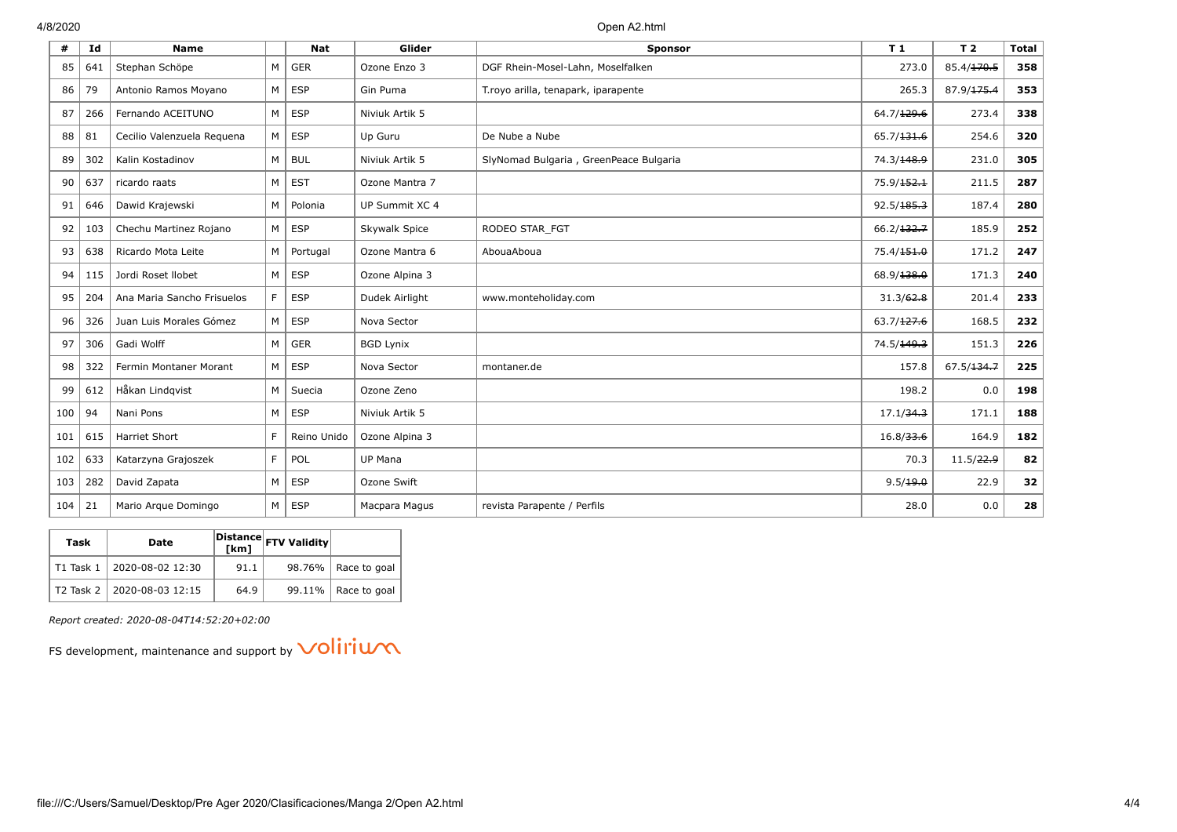| # | Id | Name | | Nat | Glider | Sponsor | T 1 | T 2 | Total |
|---|---|---|---|---|---|---|---|---|---|
| 85 | 641 | Stephan Schöpe | M | GER | Ozone Enzo 3 | DGF Rhein-Mosel-Lahn, Moselfalken | 273.0 | 85.4/~~170.5~~ | **358** |
| 86 | 79 | Antonio Ramos Moyano | M | ESP | Gin Puma | T.royo arilla, tenapark, iparapente | 265.3 | 87.9/~~175.4~~ | **353** |
| 87 | 266 | Fernando ACEITUNO | M | ESP | Niviuk Artik 5 | | 64.7/~~129.6~~ | 273.4 | **338** |
| 88 | 81 | Cecilio Valenzuela Requena | M | ESP | Up Guru | De Nube a Nube | 65.7/~~131.6~~ | 254.6 | **320** |
| 89 | 302 | Kalin Kostadinov | M | BUL | Niviuk Artik 5 | SlyNomad Bulgaria , GreenPeace Bulgaria | 74.3/~~148.9~~ | 231.0 | **305** |
| 90 | 637 | ricardo raats | M | EST | Ozone Mantra 7 | | 75.9/~~152.1~~ | 211.5 | **287** |
| 91 | 646 | Dawid Krajewski | M | Polonia | UP Summit XC 4 | | 92.5/~~185.3~~ | 187.4 | **280** |
| 92 | 103 | Chechu Martinez Rojano | M | ESP | Skywalk Spice | RODEO STAR_FGT | 66.2/~~132.7~~ | 185.9 | **252** |
| 93 | 638 | Ricardo Mota Leite | M | Portugal | Ozone Mantra 6 | AbouaAboua | 75.4/~~151.0~~ | 171.2 | **247** |
| 94 | 115 | Jordi Roset llobet | M | ESP | Ozone Alpina 3 | | 68.9/~~138.0~~ | 171.3 | **240** |
| 95 | 204 | Ana Maria Sancho Frisuelos | F | ESP | Dudek Airlight | www.monteholiday.com | 31.3/~~62.8~~ | 201.4 | **233** |
| 96 | 326 | Juan Luis Morales Gómez | M | ESP | Nova Sector | | 63.7/~~127.6~~ | 168.5 | **232** |
| 97 | 306 | Gadi Wolff | M | GER | BGD Lynix | | 74.5/~~149.3~~ | 151.3 | **226** |
| 98 | 322 | Fermin Montaner Morant | M | ESP | Nova Sector | montaner.de | 157.8 | 67.5/~~134.7~~ | **225** |
| 99 | 612 | Håkan Lindqvist | M | Suecia | Ozone Zeno | | 198.2 | 0.0 | **198** |
| 100 | 94 | Nani Pons | M | ESP | Niviuk Artik 5 | | 17.1/~~34.3~~ | 171.1 | **188** |
| 101 | 615 | Harriet Short | F | Reino Unido | Ozone Alpina 3 | | 16.8/~~33.6~~ | 164.9 | **182** |
| 102 | 633 | Katarzyna Grajoszek | F | POL | UP Mana | | 70.3 | 11.5/~~22.9~~ | **82** |
| 103 | 282 | David Zapata | M | ESP | Ozone Swift | | 9.5/~~19.0~~ | 22.9 | **32** |
| 104 | 21 | Mario Arque Domingo | M | ESP | Macpara Magus | revista Parapente / Perfils | 28.0 | 0.0 | **28** |

| Task | Date | Distance [km] | FTV Validity | |
|---|---|---|---|---|
| T1 Task 1 | 2020-08-02 12:30 | 91.1 | 98.76% | Race to goal |
| T2 Task 2 | 2020-08-03 12:15 | 64.9 | 99.11% | Race to goal |

*Report created: 2020-08-04T14:52:20+02:00*

FS development, maintenance and support by volirium